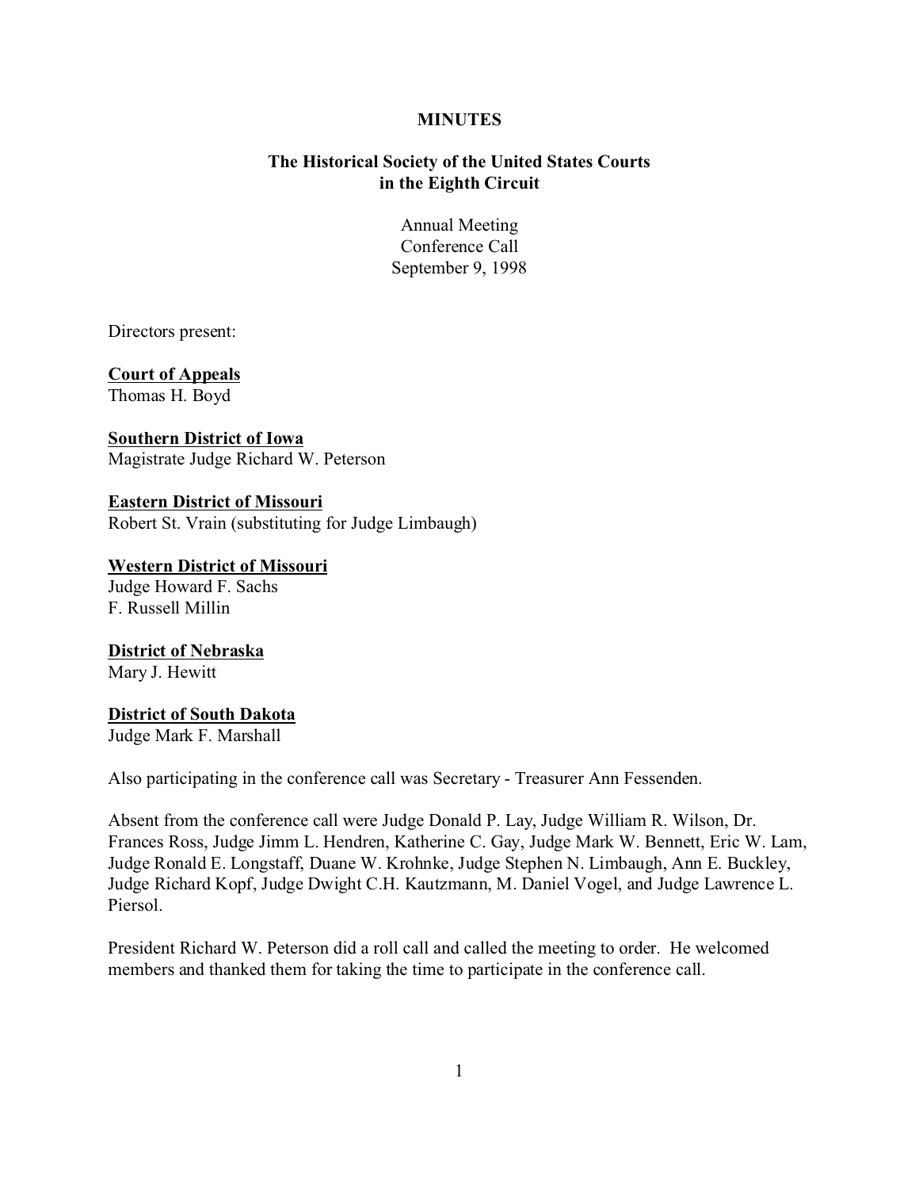**MINUTES**

**The Historical Society of the United States Courts in the Eighth Circuit**

Annual Meeting
Conference Call
September 9, 1998

Directors present:

**Court of Appeals**
Thomas H. Boyd

**Southern District of Iowa**
Magistrate Judge Richard W. Peterson

**Eastern District of Missouri**
Robert St. Vrain (substituting for Judge Limbaugh)

**Western District of Missouri**
Judge Howard F. Sachs
F. Russell Millin

**District of Nebraska**
Mary J. Hewitt

**District of South Dakota**
Judge Mark F. Marshall

Also participating in the conference call was Secretary - Treasurer Ann Fessenden.

Absent from the conference call were Judge Donald P. Lay, Judge William R. Wilson, Dr. Frances Ross, Judge Jimm L. Hendren, Katherine C. Gay, Judge Mark W. Bennett, Eric W. Lam, Judge Ronald E. Longstaff, Duane W. Krohnke, Judge Stephen N. Limbaugh, Ann E. Buckley, Judge Richard Kopf, Judge Dwight C.H. Kautzmann, M. Daniel Vogel, and Judge Lawrence L. Piersol.

President Richard W. Peterson did a roll call and called the meeting to order. He welcomed members and thanked them for taking the time to participate in the conference call.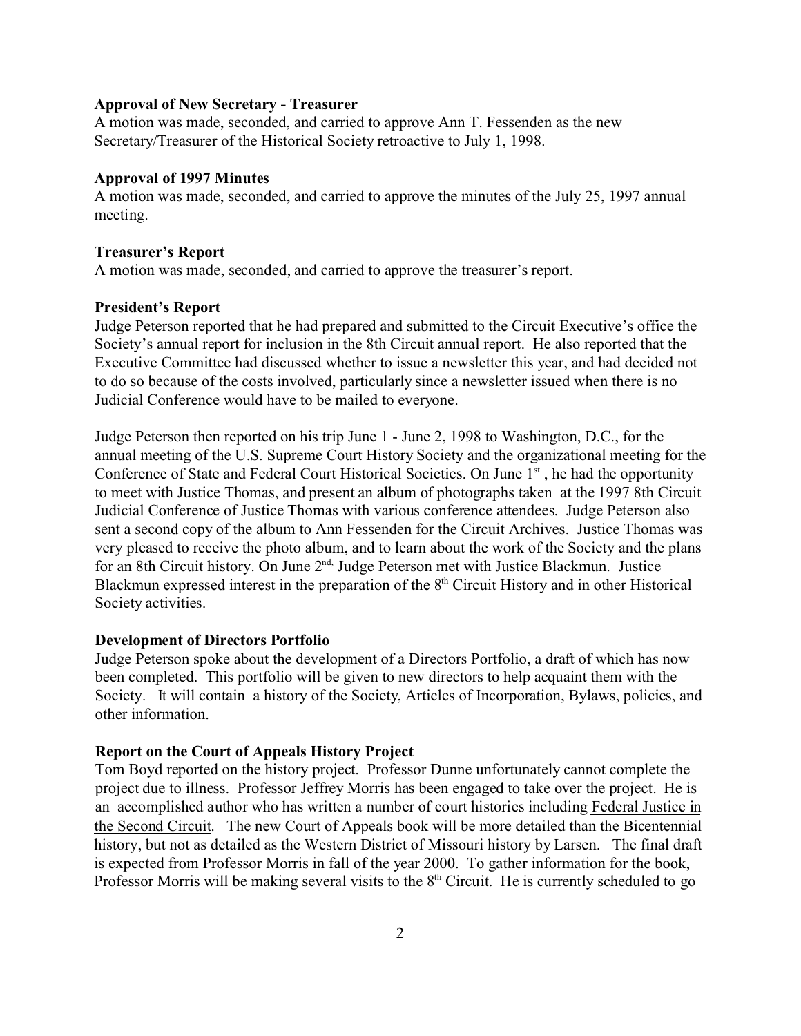**Approval of New Secretary - Treasurer**
A motion was made, seconded, and carried to approve Ann T. Fessenden as the new Secretary/Treasurer of the Historical Society retroactive to July 1, 1998.

**Approval of 1997 Minutes**
A motion was made, seconded, and carried to approve the minutes of the July 25, 1997 annual meeting.

**Treasurer's Report**
A motion was made, seconded, and carried to approve the treasurer's report.

**President's Report**
Judge Peterson reported that he had prepared and submitted to the Circuit Executive's office the Society's annual report for inclusion in the 8th Circuit annual report. He also reported that the Executive Committee had discussed whether to issue a newsletter this year, and had decided not to do so because of the costs involved, particularly since a newsletter issued when there is no Judicial Conference would have to be mailed to everyone.

Judge Peterson then reported on his trip June 1 - June 2, 1998 to Washington, D.C., for the annual meeting of the U.S. Supreme Court History Society and the organizational meeting for the Conference of State and Federal Court Historical Societies. On June 1st, he had the opportunity to meet with Justice Thomas, and present an album of photographs taken at the 1997 8th Circuit Judicial Conference of Justice Thomas with various conference attendees. Judge Peterson also sent a second copy of the album to Ann Fessenden for the Circuit Archives. Justice Thomas was very pleased to receive the photo album, and to learn about the work of the Society and the plans for an 8th Circuit history. On June 2nd, Judge Peterson met with Justice Blackmun. Justice Blackmun expressed interest in the preparation of the 8th Circuit History and in other Historical Society activities.

**Development of Directors Portfolio**
Judge Peterson spoke about the development of a Directors Portfolio, a draft of which has now been completed. This portfolio will be given to new directors to help acquaint them with the Society. It will contain a history of the Society, Articles of Incorporation, Bylaws, policies, and other information.

**Report on the Court of Appeals History Project**
Tom Boyd reported on the history project. Professor Dunne unfortunately cannot complete the project due to illness. Professor Jeffrey Morris has been engaged to take over the project. He is an accomplished author who has written a number of court histories including Federal Justice in the Second Circuit. The new Court of Appeals book will be more detailed than the Bicentennial history, but not as detailed as the Western District of Missouri history by Larsen. The final draft is expected from Professor Morris in fall of the year 2000. To gather information for the book, Professor Morris will be making several visits to the 8th Circuit. He is currently scheduled to go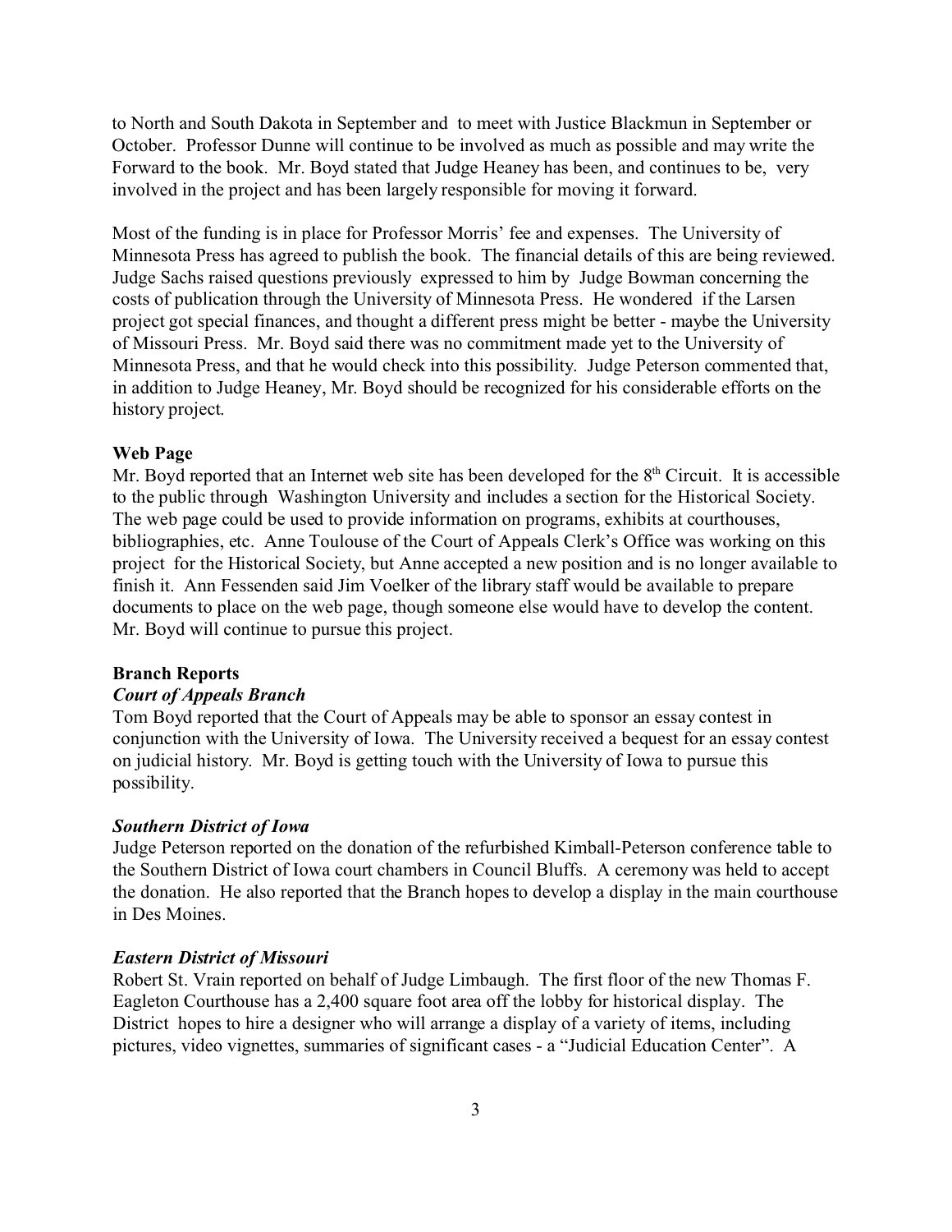to North and South Dakota in September and to meet with Justice Blackmun in September or October. Professor Dunne will continue to be involved as much as possible and may write the Forward to the book. Mr. Boyd stated that Judge Heaney has been, and continues to be, very involved in the project and has been largely responsible for moving it forward.

Most of the funding is in place for Professor Morris' fee and expenses. The University of Minnesota Press has agreed to publish the book. The financial details of this are being reviewed. Judge Sachs raised questions previously expressed to him by Judge Bowman concerning the costs of publication through the University of Minnesota Press. He wondered if the Larsen project got special finances, and thought a different press might be better - maybe the University of Missouri Press. Mr. Boyd said there was no commitment made yet to the University of Minnesota Press, and that he would check into this possibility. Judge Peterson commented that, in addition to Judge Heaney, Mr. Boyd should be recognized for his considerable efforts on the history project.

**Web Page**

Mr. Boyd reported that an Internet web site has been developed for the 8th Circuit. It is accessible to the public through Washington University and includes a section for the Historical Society. The web page could be used to provide information on programs, exhibits at courthouses, bibliographies, etc. Anne Toulouse of the Court of Appeals Clerk's Office was working on this project for the Historical Society, but Anne accepted a new position and is no longer available to finish it. Ann Fessenden said Jim Voelker of the library staff would be available to prepare documents to place on the web page, though someone else would have to develop the content. Mr. Boyd will continue to pursue this project.

**Branch Reports**

***Court of Appeals Branch***

Tom Boyd reported that the Court of Appeals may be able to sponsor an essay contest in conjunction with the University of Iowa. The University received a bequest for an essay contest on judicial history. Mr. Boyd is getting touch with the University of Iowa to pursue this possibility.

***Southern District of Iowa***

Judge Peterson reported on the donation of the refurbished Kimball-Peterson conference table to the Southern District of Iowa court chambers in Council Bluffs. A ceremony was held to accept the donation. He also reported that the Branch hopes to develop a display in the main courthouse in Des Moines.

***Eastern District of Missouri***

Robert St. Vrain reported on behalf of Judge Limbaugh. The first floor of the new Thomas F. Eagleton Courthouse has a 2,400 square foot area off the lobby for historical display. The District hopes to hire a designer who will arrange a display of a variety of items, including pictures, video vignettes, summaries of significant cases - a "Judicial Education Center". A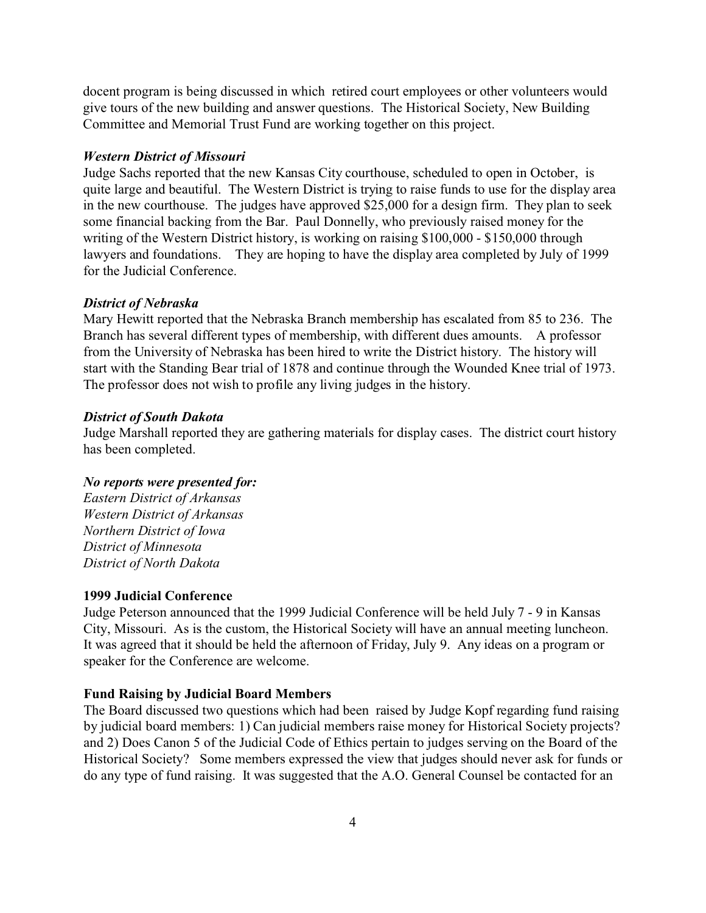docent program is being discussed in which retired court employees or other volunteers would give tours of the new building and answer questions. The Historical Society, New Building Committee and Memorial Trust Fund are working together on this project.

***Western District of Missouri***
Judge Sachs reported that the new Kansas City courthouse, scheduled to open in October, is quite large and beautiful. The Western District is trying to raise funds to use for the display area in the new courthouse. The judges have approved $25,000 for a design firm. They plan to seek some financial backing from the Bar. Paul Donnelly, who previously raised money for the writing of the Western District history, is working on raising $100,000 - $150,000 through lawyers and foundations. They are hoping to have the display area completed by July of 1999 for the Judicial Conference.

***District of Nebraska***
Mary Hewitt reported that the Nebraska Branch membership has escalated from 85 to 236. The Branch has several different types of membership, with different dues amounts. A professor from the University of Nebraska has been hired to write the District history. The history will start with the Standing Bear trial of 1878 and continue through the Wounded Knee trial of 1973. The professor does not wish to profile any living judges in the history.

***District of South Dakota***
Judge Marshall reported they are gathering materials for display cases. The district court history has been completed.

***No reports were presented for:***
*Eastern District of Arkansas*
*Western District of Arkansas*
*Northern District of Iowa*
*District of Minnesota*
*District of North Dakota*

**1999 Judicial Conference**
Judge Peterson announced that the 1999 Judicial Conference will be held July 7 - 9 in Kansas City, Missouri. As is the custom, the Historical Society will have an annual meeting luncheon. It was agreed that it should be held the afternoon of Friday, July 9. Any ideas on a program or speaker for the Conference are welcome.

**Fund Raising by Judicial Board Members**
The Board discussed two questions which had been raised by Judge Kopf regarding fund raising by judicial board members: 1) Can judicial members raise money for Historical Society projects? and 2) Does Canon 5 of the Judicial Code of Ethics pertain to judges serving on the Board of the Historical Society? Some members expressed the view that judges should never ask for funds or do any type of fund raising. It was suggested that the A.O. General Counsel be contacted for an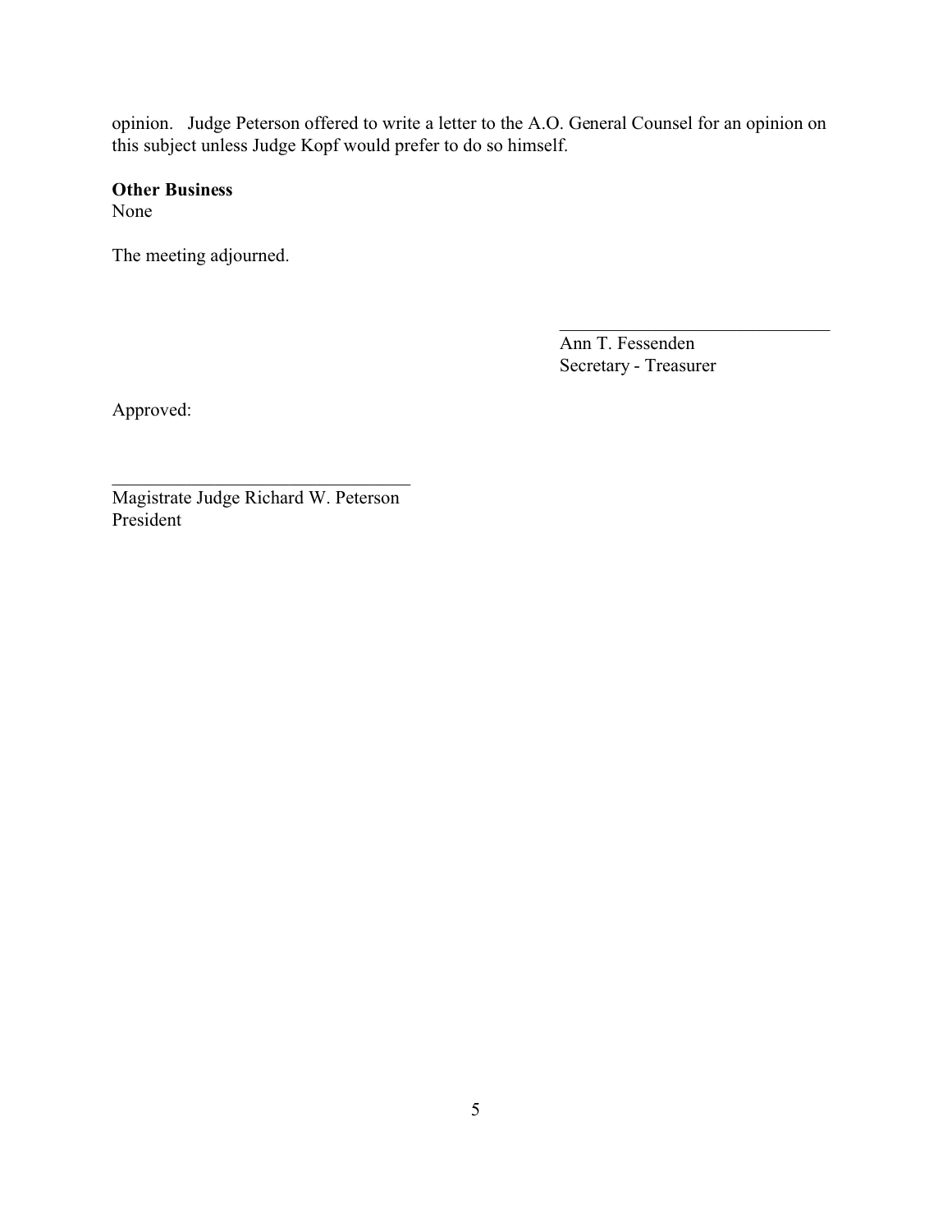opinion. Judge Peterson offered to write a letter to the A.O. General Counsel for an opinion on this subject unless Judge Kopf would prefer to do so himself.

**Other Business**
None

The meeting adjourned.

\_\_\_\_\_\_\_\_\_\_\_\_\_\_\_\_\_\_\_\_\_\_\_\_\_\_\_\_\_\_
Ann T. Fessenden
Secretary - Treasurer

Approved:

\_\_\_\_\_\_\_\_\_\_\_\_\_\_\_\_\_\_\_\_\_\_\_\_\_\_\_\_\_\_\_\_\_\_
Magistrate Judge Richard W. Peterson
President